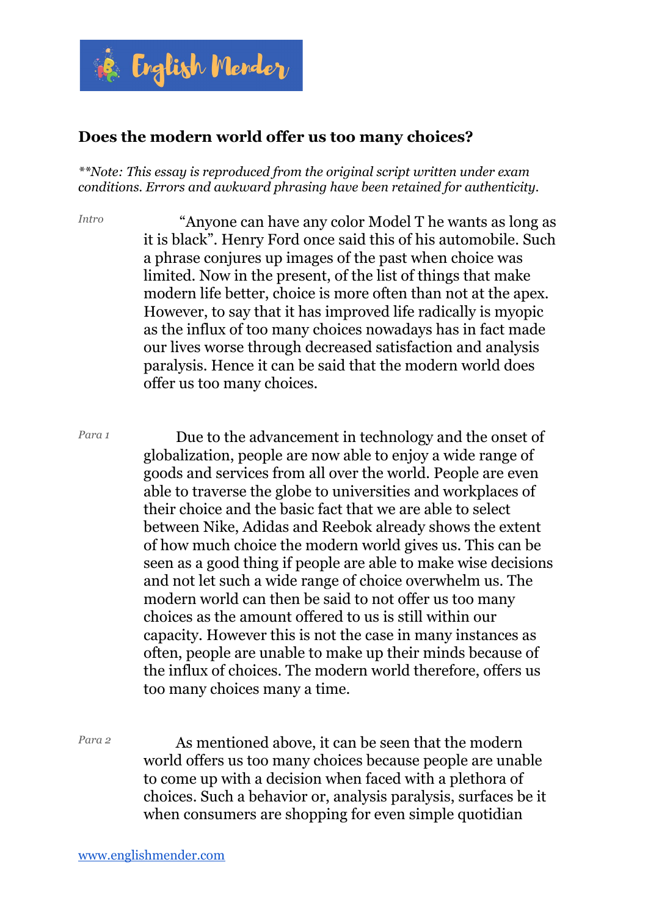## Does the modern world offer us too many choices?

*\*\*Note: This essay is reproduced from the original script written under exam conditions. Errors and awkward phrasing have been retained for authenticity.*

*Intro*

"Anyone can have any color Model T he wants as long as it is black". Henry Ford once said this of his automobile. Such a phrase conjures up images of the past when choice was limited. Now in the present, of the list of things that make modern life better, choice is more often than not at the apex. However, to say that it has improved life radically is myopic as the influx of too many choices nowadays has in fact made our lives worse through decreased satisfaction and analysis paralysis. Hence it can be said that the modern world does offer us too many choices.

*Para 1*

Due to the advancement in technology and the onset of globalization, people are now able to enjoy a wide range of goods and services from all over the world. People are even able to traverse the globe to universities and workplaces of their choice and the basic fact that we are able to select between Nike, Adidas and Reebok already shows the extent of how much choice the modern world gives us. This can be seen as a good thing if people are able to make wise decisions and not let such a wide range of choice overwhelm us. The modern world can then be said to not offer us too many choices as the amount offered to us is still within our capacity. However this is not the case in many instances as often, people are unable to make up their minds because of the influx of choices. The modern world therefore, offers us too many choices many a time.

*Para 2*

As mentioned above, it can be seen that the modern world offers us too many choices because people are unable to come up with a decision when faced with a plethora of choices. Such a behavior or, analysis paralysis, surfaces be it when consumers are shopping for even simple quotidian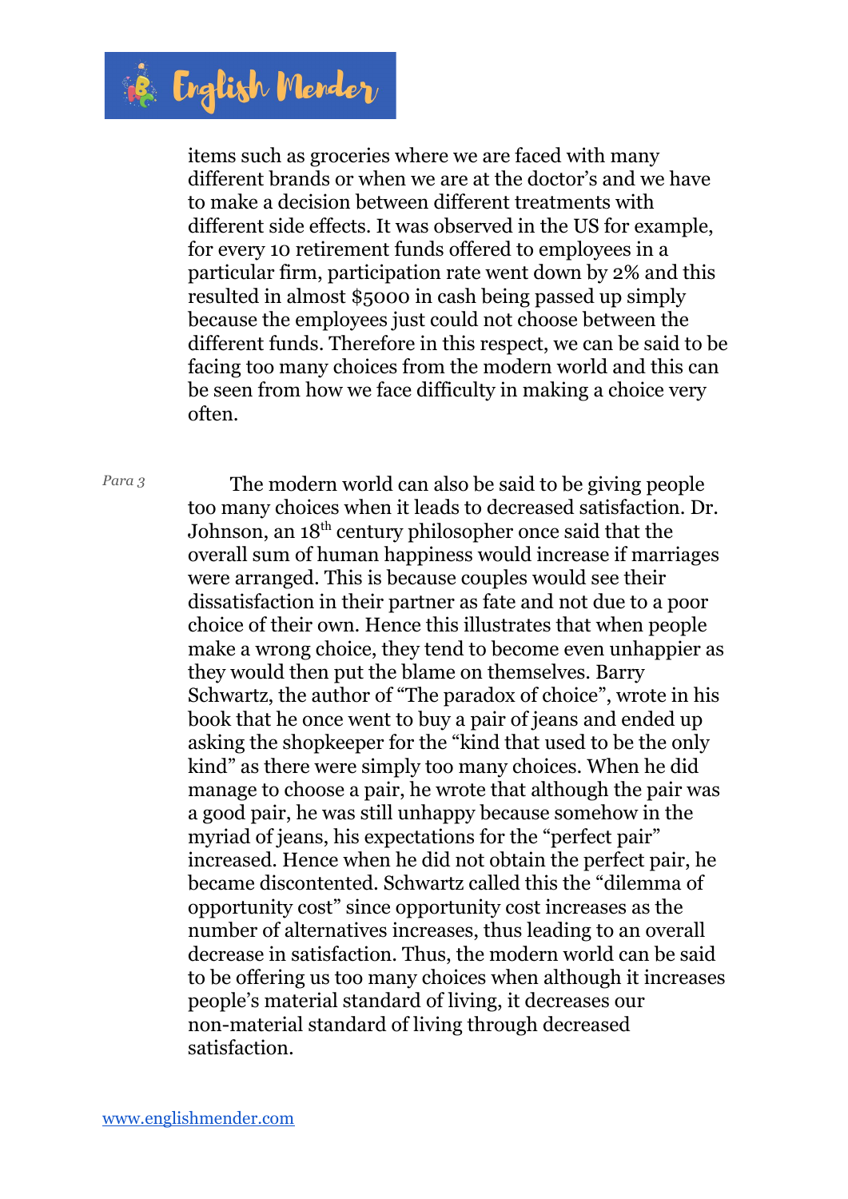items such as groceries where we are faced with many different brands or when we are at the doctor's and we have to make a decision between different treatments with different side effects. It was observed in the US for example, for every 10 retirement funds offered to employees in a particular firm, participation rate went down by 2% and this resulted in almost $5000 in cash being passed up simply because the employees just could not choose between the different funds. Therefore in this respect, we can be said to be facing too many choices from the modern world and this can be seen from how we face difficulty in making a choice very often.

*Para 3*

The modern world can also be said to be giving people too many choices when it leads to decreased satisfaction. Dr. Johnson, an 18th century philosopher once said that the overall sum of human happiness would increase if marriages were arranged. This is because couples would see their dissatisfaction in their partner as fate and not due to a poor choice of their own. Hence this illustrates that when people make a wrong choice, they tend to become even unhappier as they would then put the blame on themselves. Barry Schwartz, the author of "The paradox of choice", wrote in his book that he once went to buy a pair of jeans and ended up asking the shopkeeper for the "kind that used to be the only kind" as there were simply too many choices. When he did manage to choose a pair, he wrote that although the pair was a good pair, he was still unhappy because somehow in the myriad of jeans, his expectations for the "perfect pair" increased. Hence when he did not obtain the perfect pair, he became discontented. Schwartz called this the "dilemma of opportunity cost" since opportunity cost increases as the number of alternatives increases, thus leading to an overall decrease in satisfaction. Thus, the modern world can be said to be offering us too many choices when although it increases people's material standard of living, it decreases our non-material standard of living through decreased satisfaction.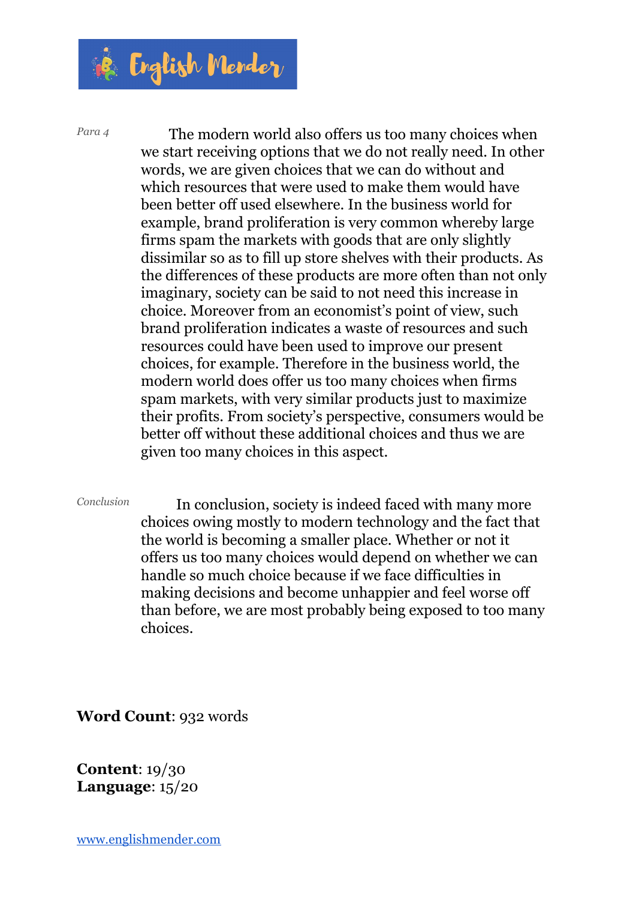*Para 4*

The modern world also offers us too many choices when we start receiving options that we do not really need. In other words, we are given choices that we can do without and which resources that were used to make them would have been better off used elsewhere. In the business world for example, brand proliferation is very common whereby large firms spam the markets with goods that are only slightly dissimilar so as to fill up store shelves with their products. As the differences of these products are more often than not only imaginary, society can be said to not need this increase in choice. Moreover from an economist's point of view, such brand proliferation indicates a waste of resources and such resources could have been used to improve our present choices, for example. Therefore in the business world, the modern world does offer us too many choices when firms spam markets, with very similar products just to maximize their profits. From society's perspective, consumers would be better off without these additional choices and thus we are given too many choices in this aspect.

*Conclusion*

In conclusion, society is indeed faced with many more choices owing mostly to modern technology and the fact that the world is becoming a smaller place. Whether or not it offers us too many choices would depend on whether we can handle so much choice because if we face difficulties in making decisions and become unhappier and feel worse off than before, we are most probably being exposed to too many choices.

**Word Count**: 932 words

**Content**: 19/30
**Language**: 15/20

www.englishmender.com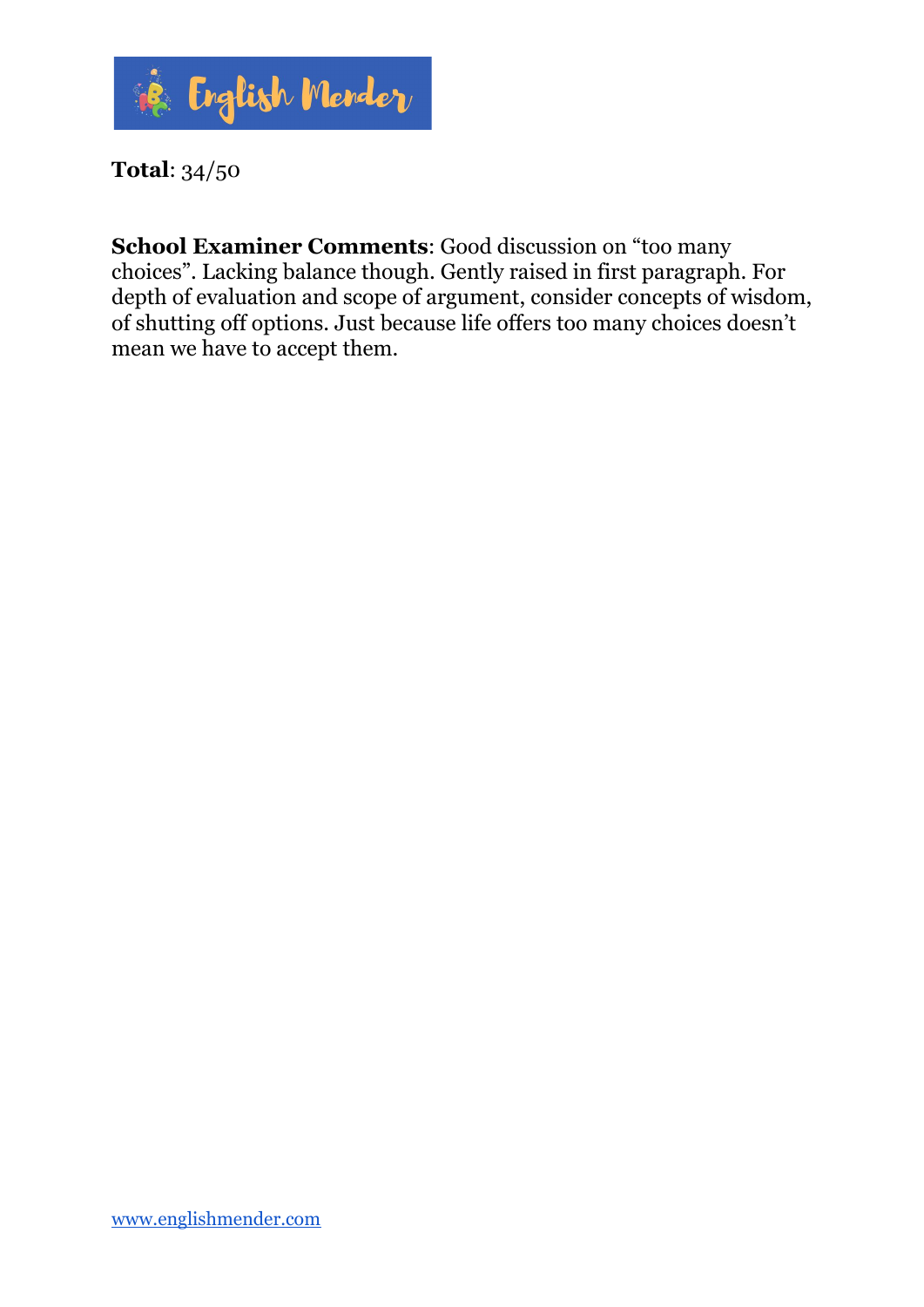**Total**: 34/50

**School Examiner Comments**: Good discussion on "too many choices". Lacking balance though. Gently raised in first paragraph. For depth of evaluation and scope of argument, consider concepts of wisdom, of shutting off options. Just because life offers too many choices doesn't mean we have to accept them.